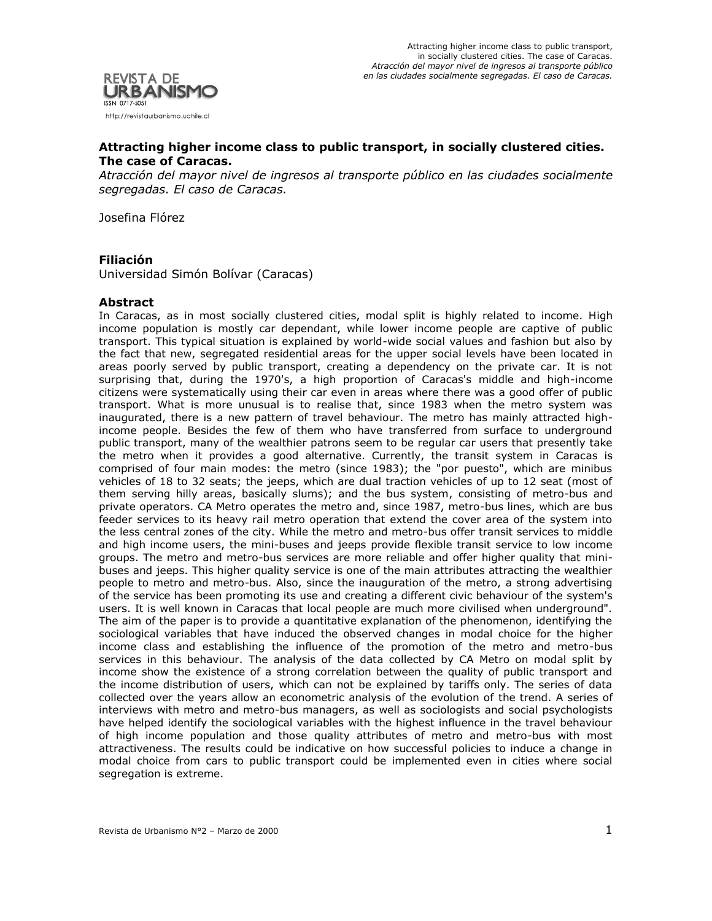**Attracting higher income class to public transport, in socially clustered cities. The case of Caracas.**

*Atracción del mayor nivel de ingresos al transporte público en las ciudades socialmente segregadas. El caso de Caracas.*

Josefina Flórez

### Filiación

Universidad Simón Bolívar (Caracas)

### Abstract

In Caracas, as in most socially clustered cities, modal split is highly related to income. High income population is mostly car dependant, while lower income people are captive of public transport. This typical situation is explained by world-wide social values and fashion but also by the fact that new, segregated residential areas for the upper social levels have been located in areas poorly served by public transport, creating a dependency on the private car. It is not surprising that, during the 1970's, a high proportion of Caracas's middle and high-income citizens were systematically using their car even in areas where there was a good offer of public transport. What is more unusual is to realise that, since 1983 when the metro system was inaugurated, there is a new pattern of travel behaviour. The metro has mainly attracted high-income people. Besides the few of them who have transferred from surface to underground public transport, many of the wealthier patrons seem to be regular car users that presently take the metro when it provides a good alternative. Currently, the transit system in Caracas is comprised of four main modes: the metro (since 1983); the "por puesto", which are minibus vehicles of 18 to 32 seats; the jeeps, which are dual traction vehicles of up to 12 seat (most of them serving hilly areas, basically slums); and the bus system, consisting of metro-bus and private operators. CA Metro operates the metro and, since 1987, metro-bus lines, which are bus feeder services to its heavy rail metro operation that extend the cover area of the system into the less central zones of the city. While the metro and metro-bus offer transit services to middle and high income users, the mini-buses and jeeps provide flexible transit service to low income groups. The metro and metro-bus services are more reliable and offer higher quality that mini-buses and jeeps. This higher quality service is one of the main attributes attracting the wealthier people to metro and metro-bus. Also, since the inauguration of the metro, a strong advertising of the service has been promoting its use and creating a different civic behaviour of the system's users. It is well known in Caracas that local people are much more civilised when underground". The aim of the paper is to provide a quantitative explanation of the phenomenon, identifying the sociological variables that have induced the observed changes in modal choice for the higher income class and establishing the influence of the promotion of the metro and metro-bus services in this behaviour. The analysis of the data collected by CA Metro on modal split by income show the existence of a strong correlation between the quality of public transport and the income distribution of users, which can not be explained by tariffs only. The series of data collected over the years allow an econometric analysis of the evolution of the trend. A series of interviews with metro and metro-bus managers, as well as sociologists and social psychologists have helped identify the sociological variables with the highest influence in the travel behaviour of high income population and those quality attributes of metro and metro-bus with most attractiveness. The results could be indicative on how successful policies to induce a change in modal choice from cars to public transport could be implemented even in cities where social segregation is extreme.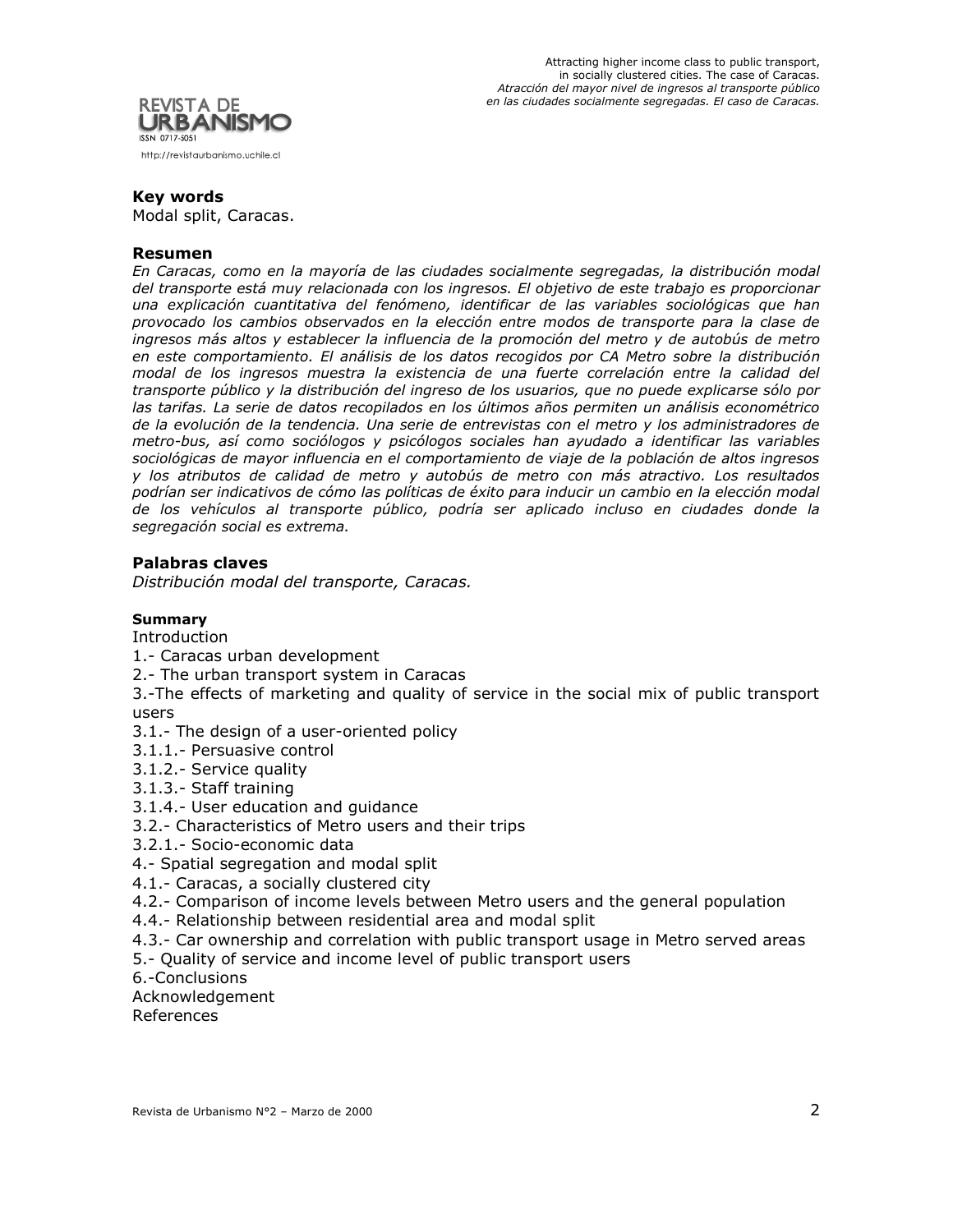### Key words

Modal split, Caracas.

### Resumen

*En Caracas, como en la mayoría de las ciudades socialmente segregadas, la distribución modal del transporte está muy relacionada con los ingresos. El objetivo de este trabajo es proporcionar una explicación cuantitativa del fenómeno, identificar de las variables sociológicas que han provocado los cambios observados en la elección entre modos de transporte para la clase de ingresos más altos y establecer la influencia de la promoción del metro y de autobús de metro en este comportamiento. El análisis de los datos recogidos por CA Metro sobre la distribución modal de los ingresos muestra la existencia de una fuerte correlación entre la calidad del transporte público y la distribución del ingreso de los usuarios, que no puede explicarse sólo por las tarifas. La serie de datos recopilados en los últimos años permiten un análisis econométrico de la evolución de la tendencia. Una serie de entrevistas con el metro y los administradores de metro-bus, así como sociólogos y psicólogos sociales han ayudado a identificar las variables sociológicas de mayor influencia en el comportamiento de viaje de la población de altos ingresos y los atributos de calidad de metro y autobús de metro con más atractivo. Los resultados podrían ser indicativos de cómo las políticas de éxito para inducir un cambio en la elección modal de los vehículos al transporte público, podría ser aplicado incluso en ciudades donde la segregación social es extrema.*

### Palabras claves

*Distribución modal del transporte, Caracas.*

#### Summary

Introduction  
1.- Caracas urban development  
2.- The urban transport system in Caracas  
3.-The effects of marketing and quality of service in the social mix of public transport users  
3.1.- The design of a user-oriented policy  
3.1.1.- Persuasive control  
3.1.2.- Service quality  
3.1.3.- Staff training  
3.1.4.- User education and guidance  
3.2.- Characteristics of Metro users and their trips  
3.2.1.- Socio-economic data  
4.- Spatial segregation and modal split  
4.1.- Caracas, a socially clustered city  
4.2.- Comparison of income levels between Metro users and the general population  
4.4.- Relationship between residential area and modal split  
4.3.- Car ownership and correlation with public transport usage in Metro served areas  
5.- Quality of service and income level of public transport users  
6.-Conclusions  
Acknowledgement  
References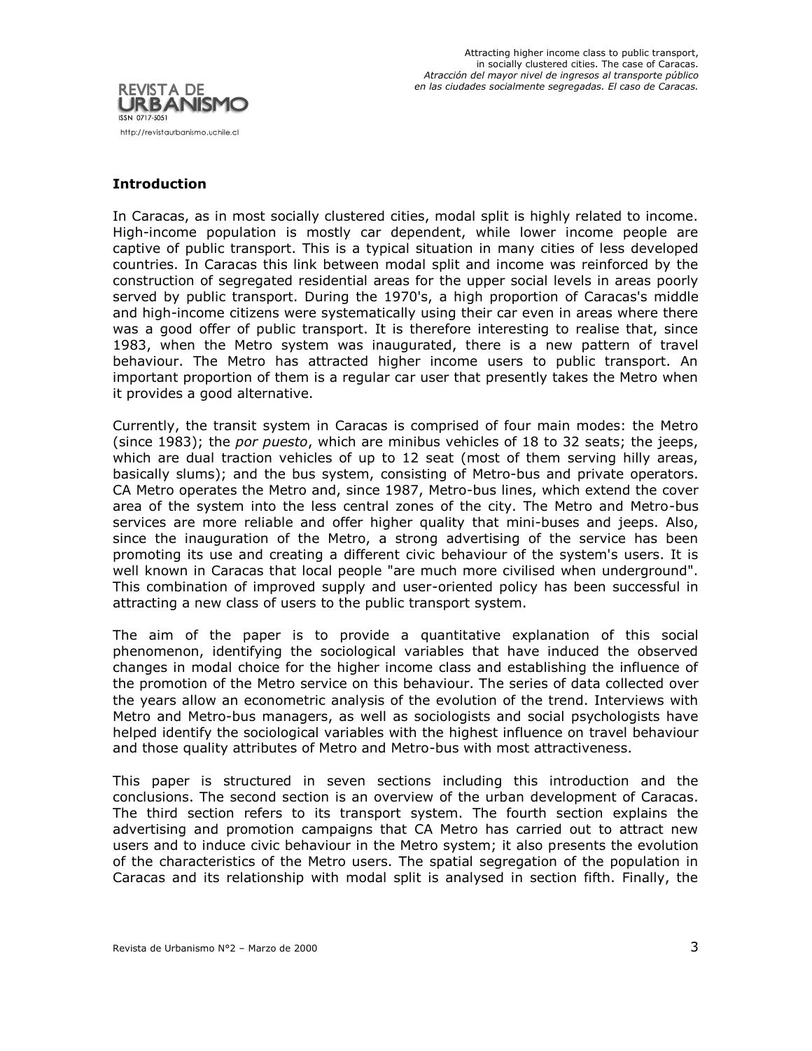## Introduction

In Caracas, as in most socially clustered cities, modal split is highly related to income. High-income population is mostly car dependent, while lower income people are captive of public transport. This is a typical situation in many cities of less developed countries. In Caracas this link between modal split and income was reinforced by the construction of segregated residential areas for the upper social levels in areas poorly served by public transport. During the 1970's, a high proportion of Caracas's middle and high-income citizens were systematically using their car even in areas where there was a good offer of public transport. It is therefore interesting to realise that, since 1983, when the Metro system was inaugurated, there is a new pattern of travel behaviour. The Metro has attracted higher income users to public transport. An important proportion of them is a regular car user that presently takes the Metro when it provides a good alternative.

Currently, the transit system in Caracas is comprised of four main modes: the Metro (since 1983); the *por puesto*, which are minibus vehicles of 18 to 32 seats; the jeeps, which are dual traction vehicles of up to 12 seat (most of them serving hilly areas, basically slums); and the bus system, consisting of Metro-bus and private operators. CA Metro operates the Metro and, since 1987, Metro-bus lines, which extend the cover area of the system into the less central zones of the city. The Metro and Metro-bus services are more reliable and offer higher quality that mini-buses and jeeps. Also, since the inauguration of the Metro, a strong advertising of the service has been promoting its use and creating a different civic behaviour of the system's users. It is well known in Caracas that local people "are much more civilised when underground". This combination of improved supply and user-oriented policy has been successful in attracting a new class of users to the public transport system.

The aim of the paper is to provide a quantitative explanation of this social phenomenon, identifying the sociological variables that have induced the observed changes in modal choice for the higher income class and establishing the influence of the promotion of the Metro service on this behaviour. The series of data collected over the years allow an econometric analysis of the evolution of the trend. Interviews with Metro and Metro-bus managers, as well as sociologists and social psychologists have helped identify the sociological variables with the highest influence on travel behaviour and those quality attributes of Metro and Metro-bus with most attractiveness.

This paper is structured in seven sections including this introduction and the conclusions. The second section is an overview of the urban development of Caracas. The third section refers to its transport system. The fourth section explains the advertising and promotion campaigns that CA Metro has carried out to attract new users and to induce civic behaviour in the Metro system; it also presents the evolution of the characteristics of the Metro users. The spatial segregation of the population in Caracas and its relationship with modal split is analysed in section fifth. Finally, the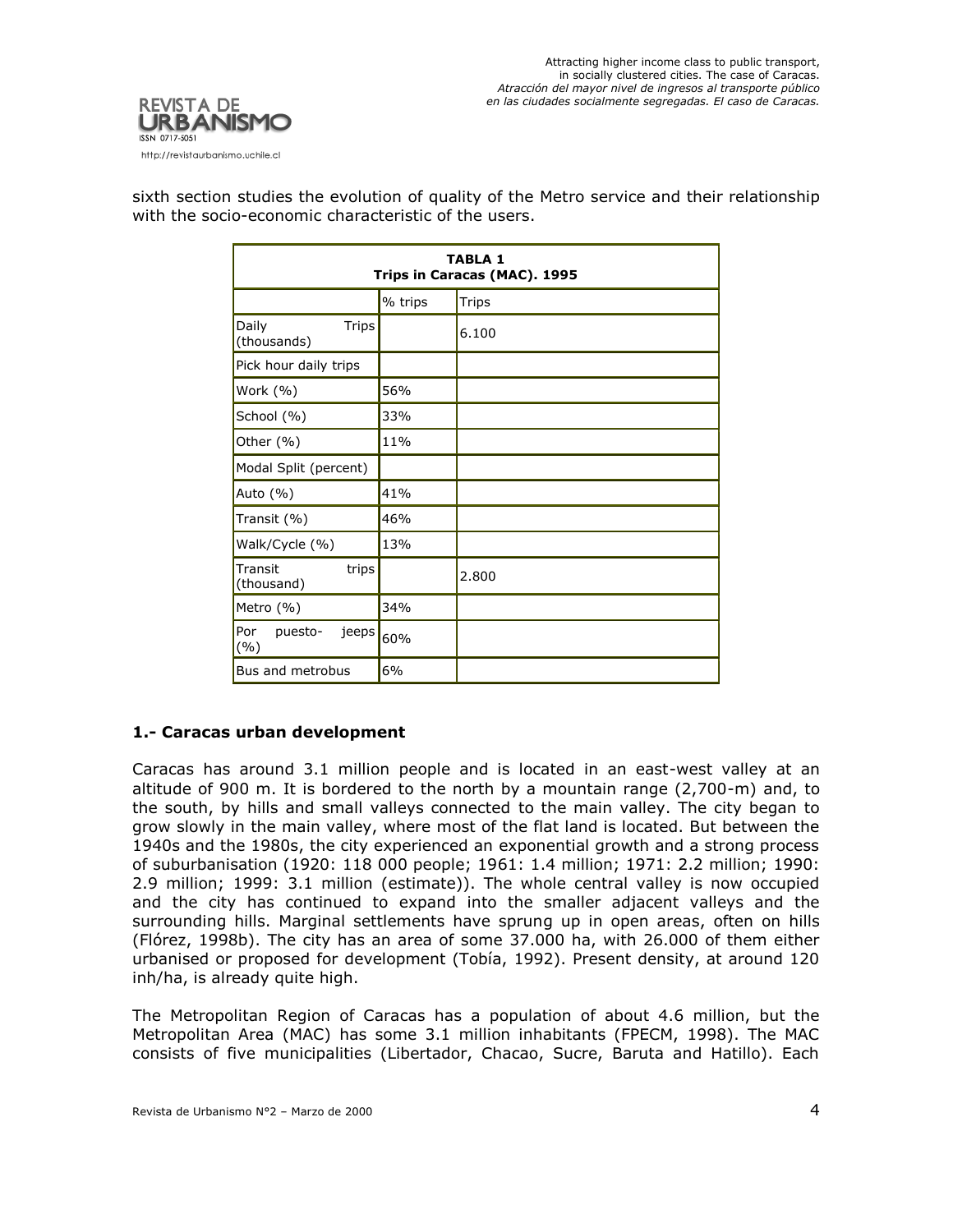sixth section studies the evolution of quality of the Metro service and their relationship with the socio-economic characteristic of the users.

| **TABLA 1** **Trips in Caracas (MAC). 1995** | | |
|---|---|---|
| | % trips | Trips |
| Daily Trips (thousands) | | 6.100 |
| Pick hour daily trips | | |
| Work (%) | 56% | |
| School (%) | 33% | |
| Other (%) | 11% | |
| Modal Split (percent) | | |
| Auto (%) | 41% | |
| Transit (%) | 46% | |
| Walk/Cycle (%) | 13% | |
| Transit trips (thousand) | | 2.800 |
| Metro (%) | 34% | |
| Por puesto- jeeps (%) | 60% | |
| Bus and metrobus | 6% | |

## 1.- Caracas urban development

Caracas has around 3.1 million people and is located in an east-west valley at an altitude of 900 m. It is bordered to the north by a mountain range (2,700-m) and, to the south, by hills and small valleys connected to the main valley. The city began to grow slowly in the main valley, where most of the flat land is located. But between the 1940s and the 1980s, the city experienced an exponential growth and a strong process of suburbanisation (1920: 118 000 people; 1961: 1.4 million; 1971: 2.2 million; 1990: 2.9 million; 1999: 3.1 million (estimate)). The whole central valley is now occupied and the city has continued to expand into the smaller adjacent valleys and the surrounding hills. Marginal settlements have sprung up in open areas, often on hills (Flórez, 1998b). The city has an area of some 37.000 ha, with 26.000 of them either urbanised or proposed for development (Tobía, 1992). Present density, at around 120 inh/ha, is already quite high.

The Metropolitan Region of Caracas has a population of about 4.6 million, but the Metropolitan Area (MAC) has some 3.1 million inhabitants (FPECM, 1998). The MAC consists of five municipalities (Libertador, Chacao, Sucre, Baruta and Hatillo). Each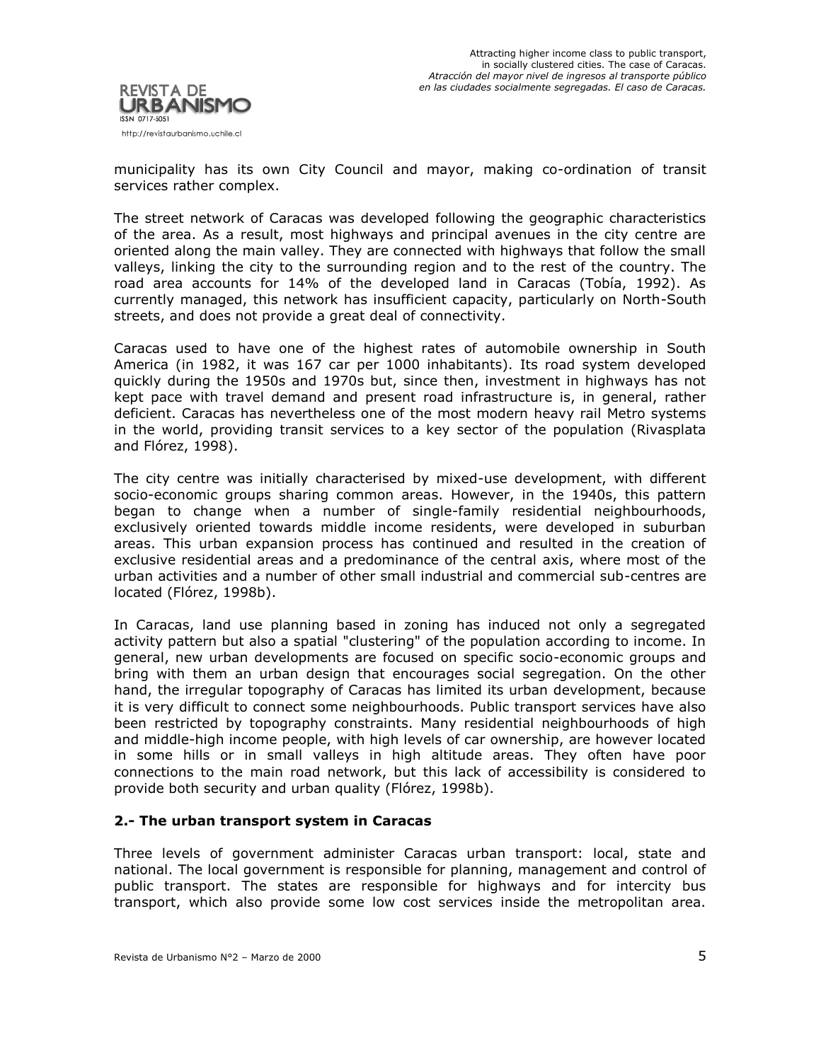municipality has its own City Council and mayor, making co-ordination of transit services rather complex.

The street network of Caracas was developed following the geographic characteristics of the area. As a result, most highways and principal avenues in the city centre are oriented along the main valley. They are connected with highways that follow the small valleys, linking the city to the surrounding region and to the rest of the country. The road area accounts for 14% of the developed land in Caracas (Tobía, 1992). As currently managed, this network has insufficient capacity, particularly on North-South streets, and does not provide a great deal of connectivity.

Caracas used to have one of the highest rates of automobile ownership in South America (in 1982, it was 167 car per 1000 inhabitants). Its road system developed quickly during the 1950s and 1970s but, since then, investment in highways has not kept pace with travel demand and present road infrastructure is, in general, rather deficient. Caracas has nevertheless one of the most modern heavy rail Metro systems in the world, providing transit services to a key sector of the population (Rivasplata and Flórez, 1998).

The city centre was initially characterised by mixed-use development, with different socio-economic groups sharing common areas. However, in the 1940s, this pattern began to change when a number of single-family residential neighbourhoods, exclusively oriented towards middle income residents, were developed in suburban areas. This urban expansion process has continued and resulted in the creation of exclusive residential areas and a predominance of the central axis, where most of the urban activities and a number of other small industrial and commercial sub-centres are located (Flórez, 1998b).

In Caracas, land use planning based in zoning has induced not only a segregated activity pattern but also a spatial "clustering" of the population according to income. In general, new urban developments are focused on specific socio-economic groups and bring with them an urban design that encourages social segregation. On the other hand, the irregular topography of Caracas has limited its urban development, because it is very difficult to connect some neighbourhoods. Public transport services have also been restricted by topography constraints. Many residential neighbourhoods of high and middle-income people, with high levels of car ownership, are however located in some hills or in small valleys in high altitude areas. They often have poor connections to the main road network, but this lack of accessibility is considered to provide both security and urban quality (Flórez, 1998b).

## 2.- The urban transport system in Caracas

Three levels of government administer Caracas urban transport: local, state and national. The local government is responsible for planning, management and control of public transport. The states are responsible for highways and for intercity bus transport, which also provide some low cost services inside the metropolitan area.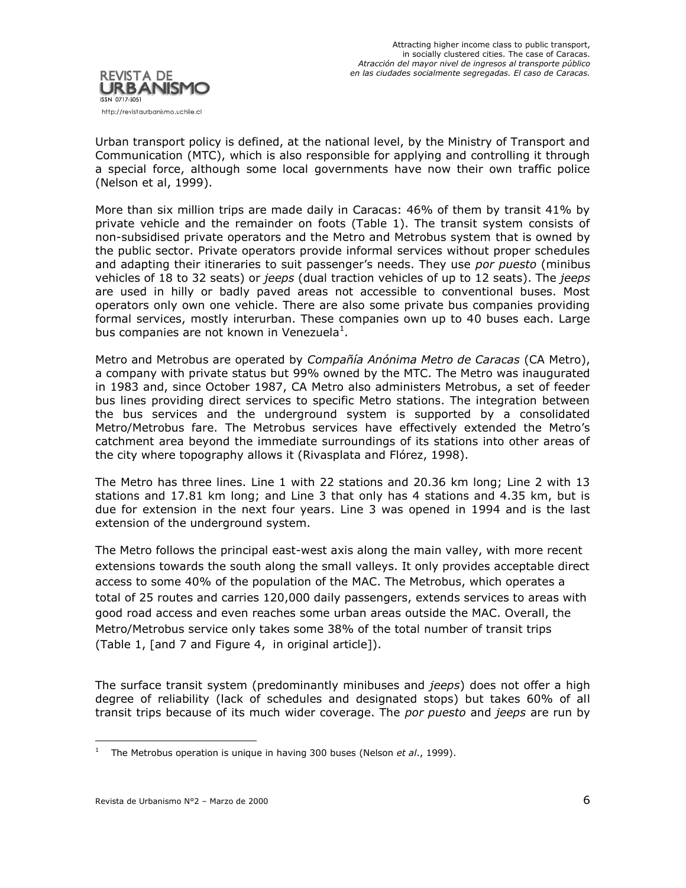Urban transport policy is defined, at the national level, by the Ministry of Transport and Communication (MTC), which is also responsible for applying and controlling it through a special force, although some local governments have now their own traffic police (Nelson et al, 1999).

More than six million trips are made daily in Caracas: 46% of them by transit 41% by private vehicle and the remainder on foots (Table 1). The transit system consists of non-subsidised private operators and the Metro and Metrobus system that is owned by the public sector. Private operators provide informal services without proper schedules and adapting their itineraries to suit passenger's needs. They use *por puesto* (minibus vehicles of 18 to 32 seats) or *jeeps* (dual traction vehicles of up to 12 seats). The *jeeps* are used in hilly or badly paved areas not accessible to conventional buses. Most operators only own one vehicle. There are also some private bus companies providing formal services, mostly interurban. These companies own up to 40 buses each. Large bus companies are not known in Venezuela[1].

Metro and Metrobus are operated by *Compañía Anónima Metro de Caracas* (CA Metro), a company with private status but 99% owned by the MTC. The Metro was inaugurated in 1983 and, since October 1987, CA Metro also administers Metrobus, a set of feeder bus lines providing direct services to specific Metro stations. The integration between the bus services and the underground system is supported by a consolidated Metro/Metrobus fare. The Metrobus services have effectively extended the Metro's catchment area beyond the immediate surroundings of its stations into other areas of the city where topography allows it (Rivasplata and Flórez, 1998).

The Metro has three lines. Line 1 with 22 stations and 20.36 km long; Line 2 with 13 stations and 17.81 km long; and Line 3 that only has 4 stations and 4.35 km, but is due for extension in the next four years. Line 3 was opened in 1994 and is the last extension of the underground system.

The Metro follows the principal east-west axis along the main valley, with more recent extensions towards the south along the small valleys. It only provides acceptable direct access to some 40% of the population of the MAC. The Metrobus, which operates a total of 25 routes and carries 120,000 daily passengers, extends services to areas with good road access and even reaches some urban areas outside the MAC. Overall, the Metro/Metrobus service only takes some 38% of the total number of transit trips (Table 1, [and 7 and Figure 4, in original article]).

The surface transit system (predominantly minibuses and *jeeps*) does not offer a high degree of reliability (lack of schedules and designated stops) but takes 60% of all transit trips because of its much wider coverage. The *por puesto* and *jeeps* are run by

---

[1] The Metrobus operation is unique in having 300 buses (Nelson *et al*., 1999).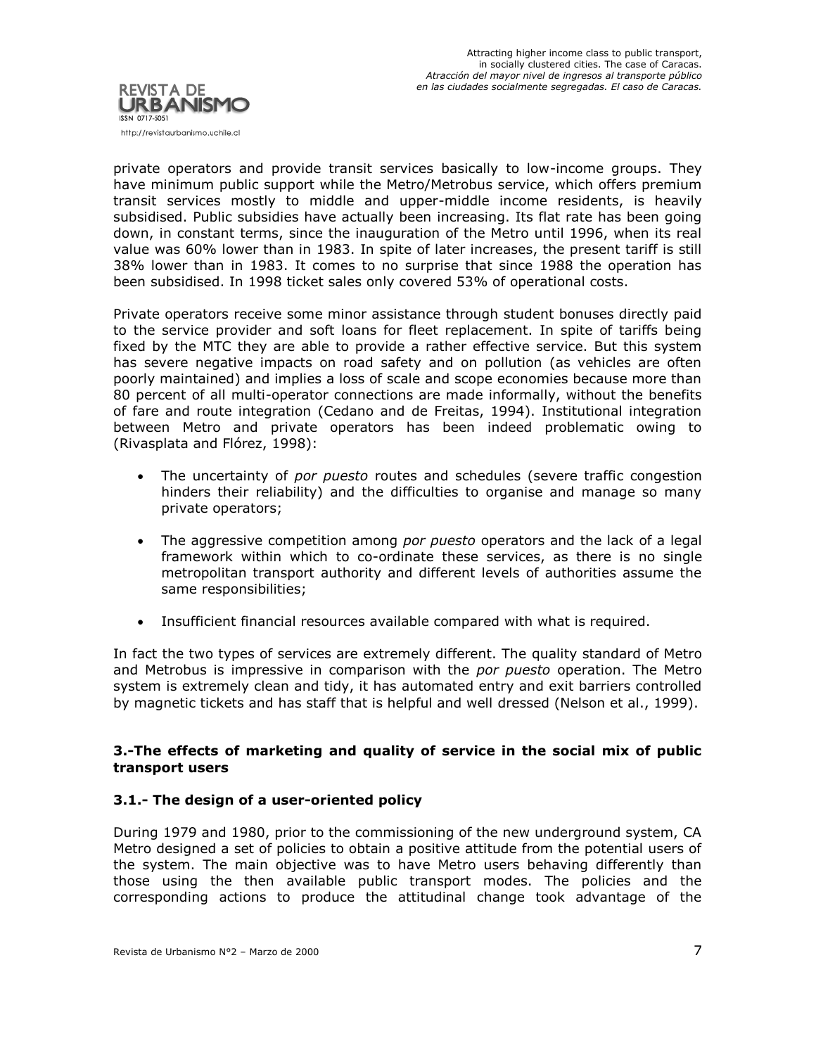private operators and provide transit services basically to low-income groups. They have minimum public support while the Metro/Metrobus service, which offers premium transit services mostly to middle and upper-middle income residents, is heavily subsidised. Public subsidies have actually been increasing. Its flat rate has been going down, in constant terms, since the inauguration of the Metro until 1996, when its real value was 60% lower than in 1983. In spite of later increases, the present tariff is still 38% lower than in 1983. It comes to no surprise that since 1988 the operation has been subsidised. In 1998 ticket sales only covered 53% of operational costs.

Private operators receive some minor assistance through student bonuses directly paid to the service provider and soft loans for fleet replacement. In spite of tariffs being fixed by the MTC they are able to provide a rather effective service. But this system has severe negative impacts on road safety and on pollution (as vehicles are often poorly maintained) and implies a loss of scale and scope economies because more than 80 percent of all multi-operator connections are made informally, without the benefits of fare and route integration (Cedano and de Freitas, 1994). Institutional integration between Metro and private operators has been indeed problematic owing to (Rivasplata and Flórez, 1998):

- The uncertainty of *por puesto* routes and schedules (severe traffic congestion hinders their reliability) and the difficulties to organise and manage so many private operators;
- The aggressive competition among *por puesto* operators and the lack of a legal framework within which to co-ordinate these services, as there is no single metropolitan transport authority and different levels of authorities assume the same responsibilities;
- Insufficient financial resources available compared with what is required.

In fact the two types of services are extremely different. The quality standard of Metro and Metrobus is impressive in comparison with the *por puesto* operation. The Metro system is extremely clean and tidy, it has automated entry and exit barriers controlled by magnetic tickets and has staff that is helpful and well dressed (Nelson et al., 1999).

## 3.-The effects of marketing and quality of service in the social mix of public transport users

### 3.1.- The design of a user-oriented policy

During 1979 and 1980, prior to the commissioning of the new underground system, CA Metro designed a set of policies to obtain a positive attitude from the potential users of the system. The main objective was to have Metro users behaving differently than those using the then available public transport modes. The policies and the corresponding actions to produce the attitudinal change took advantage of the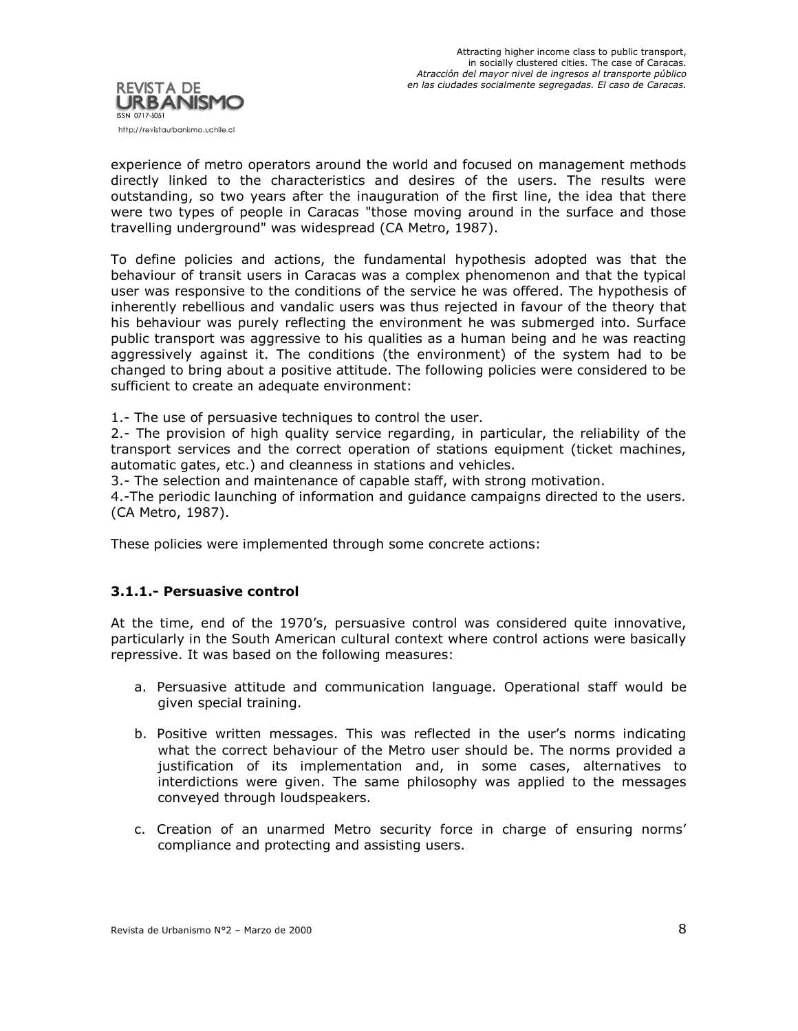experience of metro operators around the world and focused on management methods directly linked to the characteristics and desires of the users. The results were outstanding, so two years after the inauguration of the first line, the idea that there were two types of people in Caracas "those moving around in the surface and those travelling underground" was widespread (CA Metro, 1987).

To define policies and actions, the fundamental hypothesis adopted was that the behaviour of transit users in Caracas was a complex phenomenon and that the typical user was responsive to the conditions of the service he was offered. The hypothesis of inherently rebellious and vandalic users was thus rejected in favour of the theory that his behaviour was purely reflecting the environment he was submerged into. Surface public transport was aggressive to his qualities as a human being and he was reacting aggressively against it. The conditions (the environment) of the system had to be changed to bring about a positive attitude. The following policies were considered to be sufficient to create an adequate environment:

1.- The use of persuasive techniques to control the user.
2.- The provision of high quality service regarding, in particular, the reliability of the transport services and the correct operation of stations equipment (ticket machines, automatic gates, etc.) and cleanness in stations and vehicles.
3.- The selection and maintenance of capable staff, with strong motivation.
4.-The periodic launching of information and guidance campaigns directed to the users. (CA Metro, 1987).

These policies were implemented through some concrete actions:

### 3.1.1.- Persuasive control

At the time, end of the 1970's, persuasive control was considered quite innovative, particularly in the South American cultural context where control actions were basically repressive. It was based on the following measures:

a. Persuasive attitude and communication language. Operational staff would be given special training.

b. Positive written messages. This was reflected in the user's norms indicating what the correct behaviour of the Metro user should be. The norms provided a justification of its implementation and, in some cases, alternatives to interdictions were given. The same philosophy was applied to the messages conveyed through loudspeakers.

c. Creation of an unarmed Metro security force in charge of ensuring norms' compliance and protecting and assisting users.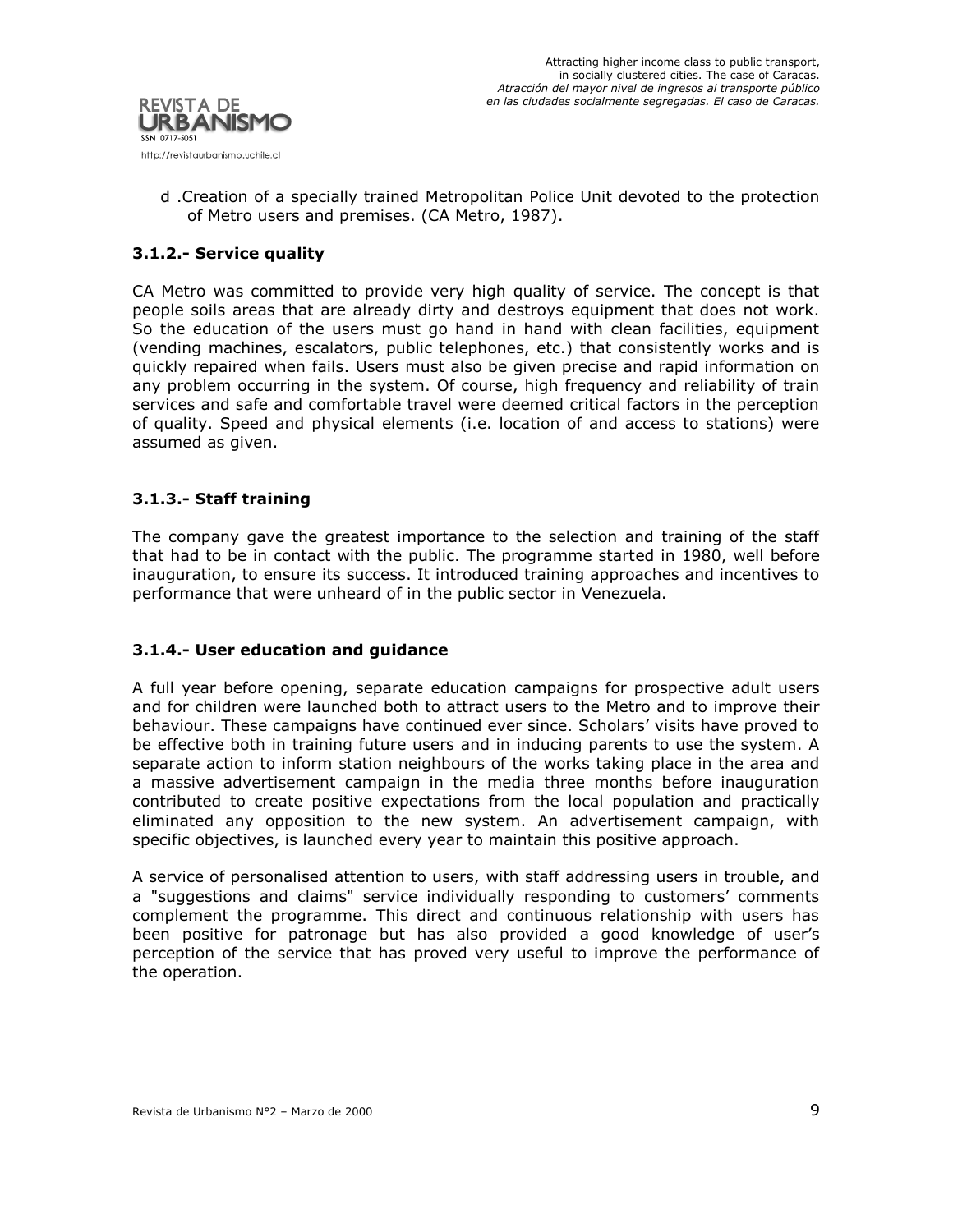d .Creation of a specially trained Metropolitan Police Unit devoted to the protection of Metro users and premises. (CA Metro, 1987).

### 3.1.2.- Service quality

CA Metro was committed to provide very high quality of service. The concept is that people soils areas that are already dirty and destroys equipment that does not work. So the education of the users must go hand in hand with clean facilities, equipment (vending machines, escalators, public telephones, etc.) that consistently works and is quickly repaired when fails. Users must also be given precise and rapid information on any problem occurring in the system. Of course, high frequency and reliability of train services and safe and comfortable travel were deemed critical factors in the perception of quality. Speed and physical elements (i.e. location of and access to stations) were assumed as given.

### 3.1.3.- Staff training

The company gave the greatest importance to the selection and training of the staff that had to be in contact with the public. The programme started in 1980, well before inauguration, to ensure its success. It introduced training approaches and incentives to performance that were unheard of in the public sector in Venezuela.

### 3.1.4.- User education and guidance

A full year before opening, separate education campaigns for prospective adult users and for children were launched both to attract users to the Metro and to improve their behaviour. These campaigns have continued ever since. Scholars' visits have proved to be effective both in training future users and in inducing parents to use the system. A separate action to inform station neighbours of the works taking place in the area and a massive advertisement campaign in the media three months before inauguration contributed to create positive expectations from the local population and practically eliminated any opposition to the new system. An advertisement campaign, with specific objectives, is launched every year to maintain this positive approach.

A service of personalised attention to users, with staff addressing users in trouble, and a "suggestions and claims" service individually responding to customers' comments complement the programme. This direct and continuous relationship with users has been positive for patronage but has also provided a good knowledge of user's perception of the service that has proved very useful to improve the performance of the operation.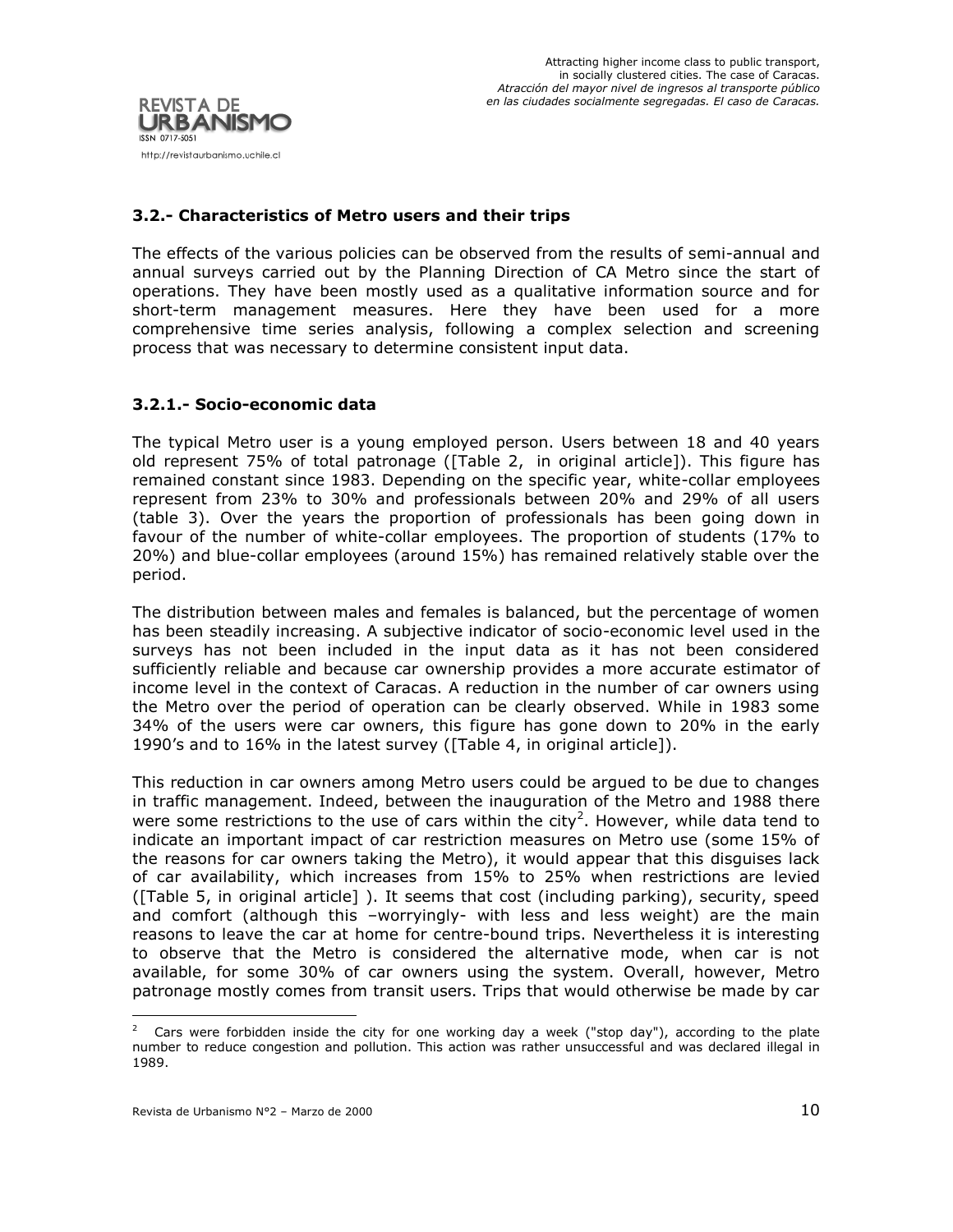### 3.2.- Characteristics of Metro users and their trips

The effects of the various policies can be observed from the results of semi-annual and annual surveys carried out by the Planning Direction of CA Metro since the start of operations. They have been mostly used as a qualitative information source and for short-term management measures. Here they have been used for a more comprehensive time series analysis, following a complex selection and screening process that was necessary to determine consistent input data.

### 3.2.1.- Socio-economic data

The typical Metro user is a young employed person. Users between 18 and 40 years old represent 75% of total patronage ([Table 2, in original article]). This figure has remained constant since 1983. Depending on the specific year, white-collar employees represent from 23% to 30% and professionals between 20% and 29% of all users (table 3). Over the years the proportion of professionals has been going down in favour of the number of white-collar employees. The proportion of students (17% to 20%) and blue-collar employees (around 15%) has remained relatively stable over the period.

The distribution between males and females is balanced, but the percentage of women has been steadily increasing. A subjective indicator of socio-economic level used in the surveys has not been included in the input data as it has not been considered sufficiently reliable and because car ownership provides a more accurate estimator of income level in the context of Caracas. A reduction in the number of car owners using the Metro over the period of operation can be clearly observed. While in 1983 some 34% of the users were car owners, this figure has gone down to 20% in the early 1990's and to 16% in the latest survey ([Table 4, in original article]).

This reduction in car owners among Metro users could be argued to be due to changes in traffic management. Indeed, between the inauguration of the Metro and 1988 there were some restrictions to the use of cars within the city[2]. However, while data tend to indicate an important impact of car restriction measures on Metro use (some 15% of the reasons for car owners taking the Metro), it would appear that this disguises lack of car availability, which increases from 15% to 25% when restrictions are levied ([Table 5, in original article] ). It seems that cost (including parking), security, speed and comfort (although this –worryingly- with less and less weight) are the main reasons to leave the car at home for centre-bound trips. Nevertheless it is interesting to observe that the Metro is considered the alternative mode, when car is not available, for some 30% of car owners using the system. Overall, however, Metro patronage mostly comes from transit users. Trips that would otherwise be made by car

---

[2] Cars were forbidden inside the city for one working day a week ("stop day"), according to the plate number to reduce congestion and pollution. This action was rather unsuccessful and was declared illegal in 1989.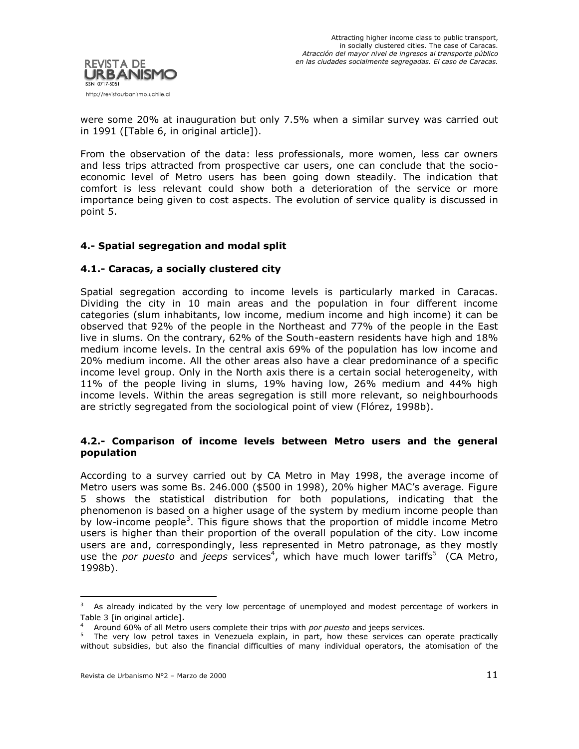were some 20% at inauguration but only 7.5% when a similar survey was carried out in 1991 ([Table 6, in original article]).

From the observation of the data: less professionals, more women, less car owners and less trips attracted from prospective car users, one can conclude that the socio-economic level of Metro users has been going down steadily. The indication that comfort is less relevant could show both a deterioration of the service or more importance being given to cost aspects. The evolution of service quality is discussed in point 5.

## 4.- Spatial segregation and modal split

### 4.1.- Caracas, a socially clustered city

Spatial segregation according to income levels is particularly marked in Caracas. Dividing the city in 10 main areas and the population in four different income categories (slum inhabitants, low income, medium income and high income) it can be observed that 92% of the people in the Northeast and 77% of the people in the East live in slums. On the contrary, 62% of the South-eastern residents have high and 18% medium income levels. In the central axis 69% of the population has low income and 20% medium income. All the other areas also have a clear predominance of a specific income level group. Only in the North axis there is a certain social heterogeneity, with 11% of the people living in slums, 19% having low, 26% medium and 44% high income levels. Within the areas segregation is still more relevant, so neighbourhoods are strictly segregated from the sociological point of view (Flórez, 1998b).

### 4.2.- Comparison of income levels between Metro users and the general population

According to a survey carried out by CA Metro in May 1998, the average income of Metro users was some Bs. 246.000 ($500 in 1998), 20% higher MAC's average. Figure 5 shows the statistical distribution for both populations, indicating that the phenomenon is based on a higher usage of the system by medium income people than by low-income people[3]. This figure shows that the proportion of middle income Metro users is higher than their proportion of the overall population of the city. Low income users are and, correspondingly, less represented in Metro patronage, as they mostly use the *por puesto* and *jeeps* services[4], which have much lower tariffs[5] (CA Metro, 1998b).

---

[3] As already indicated by the very low percentage of unemployed and modest percentage of workers in Table 3 [in original article].

[4] Around 60% of all Metro users complete their trips with *por puesto* and jeeps services.

[5] The very low petrol taxes in Venezuela explain, in part, how these services can operate practically without subsidies, but also the financial difficulties of many individual operators, the atomisation of the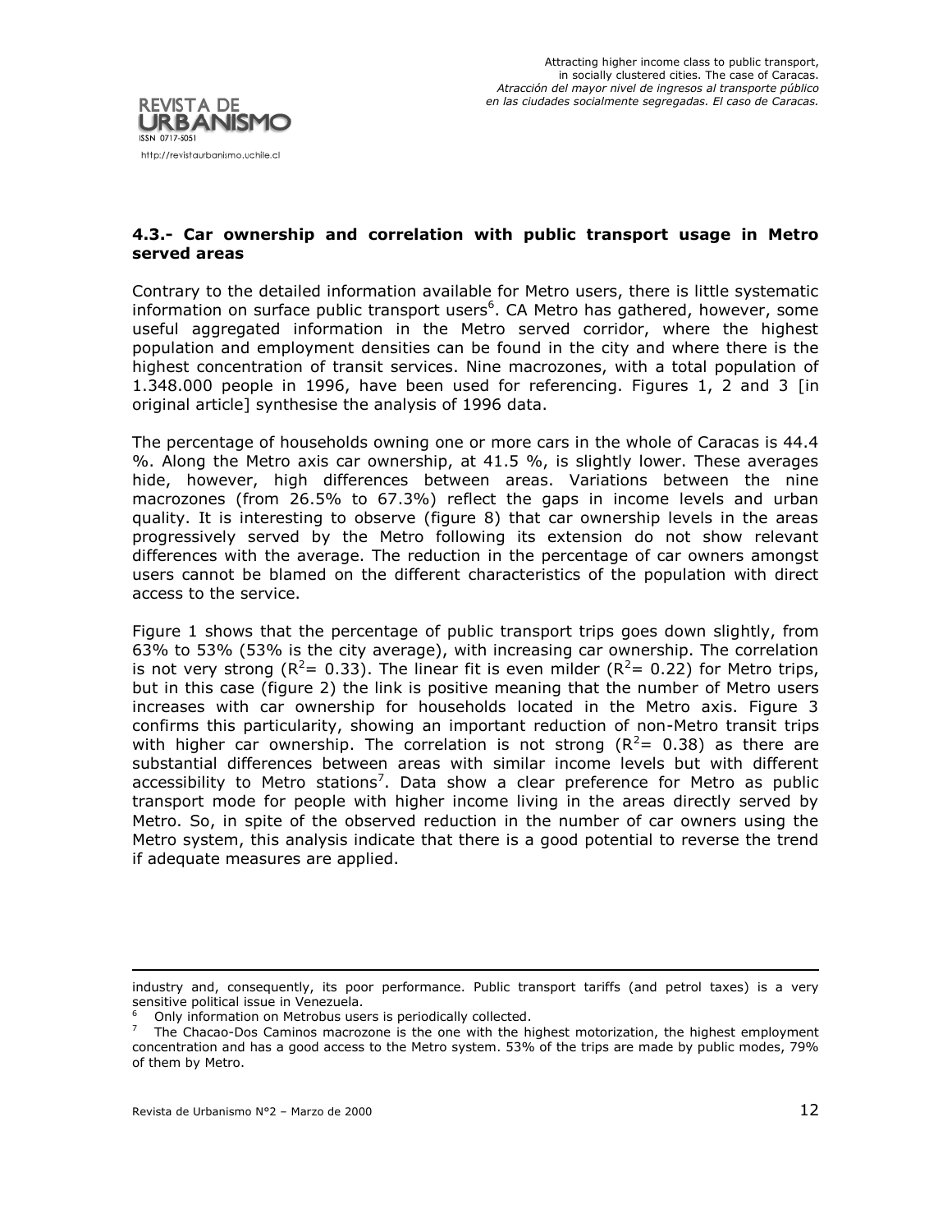### 4.3.- Car ownership and correlation with public transport usage in Metro served areas

Contrary to the detailed information available for Metro users, there is little systematic information on surface public transport users[6]. CA Metro has gathered, however, some useful aggregated information in the Metro served corridor, where the highest population and employment densities can be found in the city and where there is the highest concentration of transit services. Nine macrozones, with a total population of 1.348.000 people in 1996, have been used for referencing. Figures 1, 2 and 3 [in original article] synthesise the analysis of 1996 data.

The percentage of households owning one or more cars in the whole of Caracas is 44.4 %. Along the Metro axis car ownership, at 41.5 %, is slightly lower. These averages hide, however, high differences between areas. Variations between the nine macrozones (from 26.5% to 67.3%) reflect the gaps in income levels and urban quality. It is interesting to observe (figure 8) that car ownership levels in the areas progressively served by the Metro following its extension do not show relevant differences with the average. The reduction in the percentage of car owners amongst users cannot be blamed on the different characteristics of the population with direct access to the service.

Figure 1 shows that the percentage of public transport trips goes down slightly, from 63% to 53% (53% is the city average), with increasing car ownership. The correlation is not very strong ($R^2$= 0.33). The linear fit is even milder ($R^2$= 0.22) for Metro trips, but in this case (figure 2) the link is positive meaning that the number of Metro users increases with car ownership for households located in the Metro axis. Figure 3 confirms this particularity, showing an important reduction of non-Metro transit trips with higher car ownership. The correlation is not strong ($R^2$= 0.38) as there are substantial differences between areas with similar income levels but with different accessibility to Metro stations[7]. Data show a clear preference for Metro as public transport mode for people with higher income living in the areas directly served by Metro. So, in spite of the observed reduction in the number of car owners using the Metro system, this analysis indicate that there is a good potential to reverse the trend if adequate measures are applied.

---

industry and, consequently, its poor performance. Public transport tariffs (and petrol taxes) is a very sensitive political issue in Venezuela.

[6] Only information on Metrobus users is periodically collected.

[7] The Chacao-Dos Caminos macrozone is the one with the highest motorization, the highest employment concentration and has a good access to the Metro system. 53% of the trips are made by public modes, 79% of them by Metro.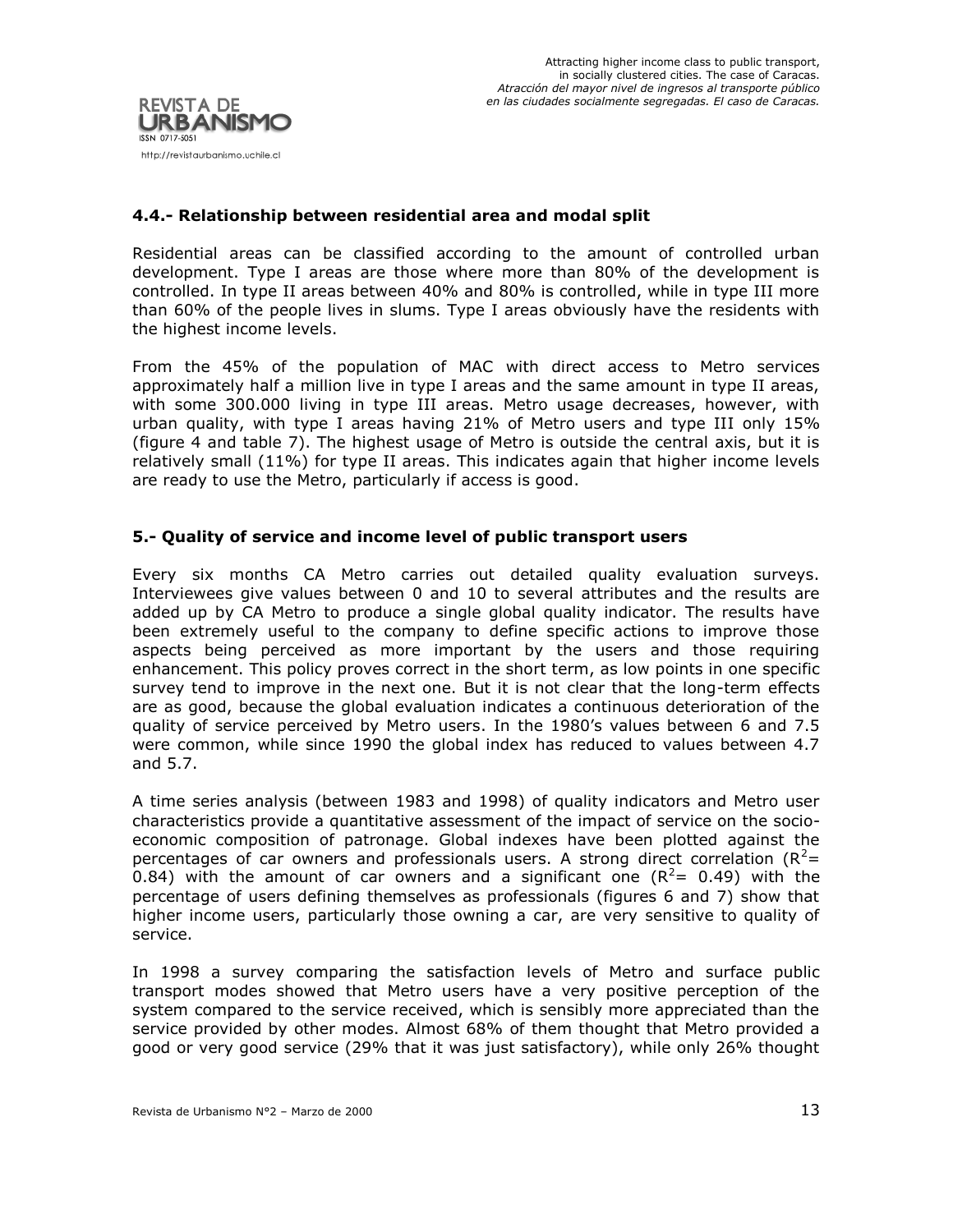### 4.4.- Relationship between residential area and modal split

Residential areas can be classified according to the amount of controlled urban development. Type I areas are those where more than 80% of the development is controlled. In type II areas between 40% and 80% is controlled, while in type III more than 60% of the people lives in slums. Type I areas obviously have the residents with the highest income levels.

From the 45% of the population of MAC with direct access to Metro services approximately half a million live in type I areas and the same amount in type II areas, with some 300.000 living in type III areas. Metro usage decreases, however, with urban quality, with type I areas having 21% of Metro users and type III only 15% (figure 4 and table 7). The highest usage of Metro is outside the central axis, but it is relatively small (11%) for type II areas. This indicates again that higher income levels are ready to use the Metro, particularly if access is good.

## 5.- Quality of service and income level of public transport users

Every six months CA Metro carries out detailed quality evaluation surveys. Interviewees give values between 0 and 10 to several attributes and the results are added up by CA Metro to produce a single global quality indicator. The results have been extremely useful to the company to define specific actions to improve those aspects being perceived as more important by the users and those requiring enhancement. This policy proves correct in the short term, as low points in one specific survey tend to improve in the next one. But it is not clear that the long-term effects are as good, because the global evaluation indicates a continuous deterioration of the quality of service perceived by Metro users. In the 1980's values between 6 and 7.5 were common, while since 1990 the global index has reduced to values between 4.7 and 5.7.

A time series analysis (between 1983 and 1998) of quality indicators and Metro user characteristics provide a quantitative assessment of the impact of service on the socio-economic composition of patronage. Global indexes have been plotted against the percentages of car owners and professionals users. A strong direct correlation ($R^2$= 0.84) with the amount of car owners and a significant one ($R^2$= 0.49) with the percentage of users defining themselves as professionals (figures 6 and 7) show that higher income users, particularly those owning a car, are very sensitive to quality of service.

In 1998 a survey comparing the satisfaction levels of Metro and surface public transport modes showed that Metro users have a very positive perception of the system compared to the service received, which is sensibly more appreciated than the service provided by other modes. Almost 68% of them thought that Metro provided a good or very good service (29% that it was just satisfactory), while only 26% thought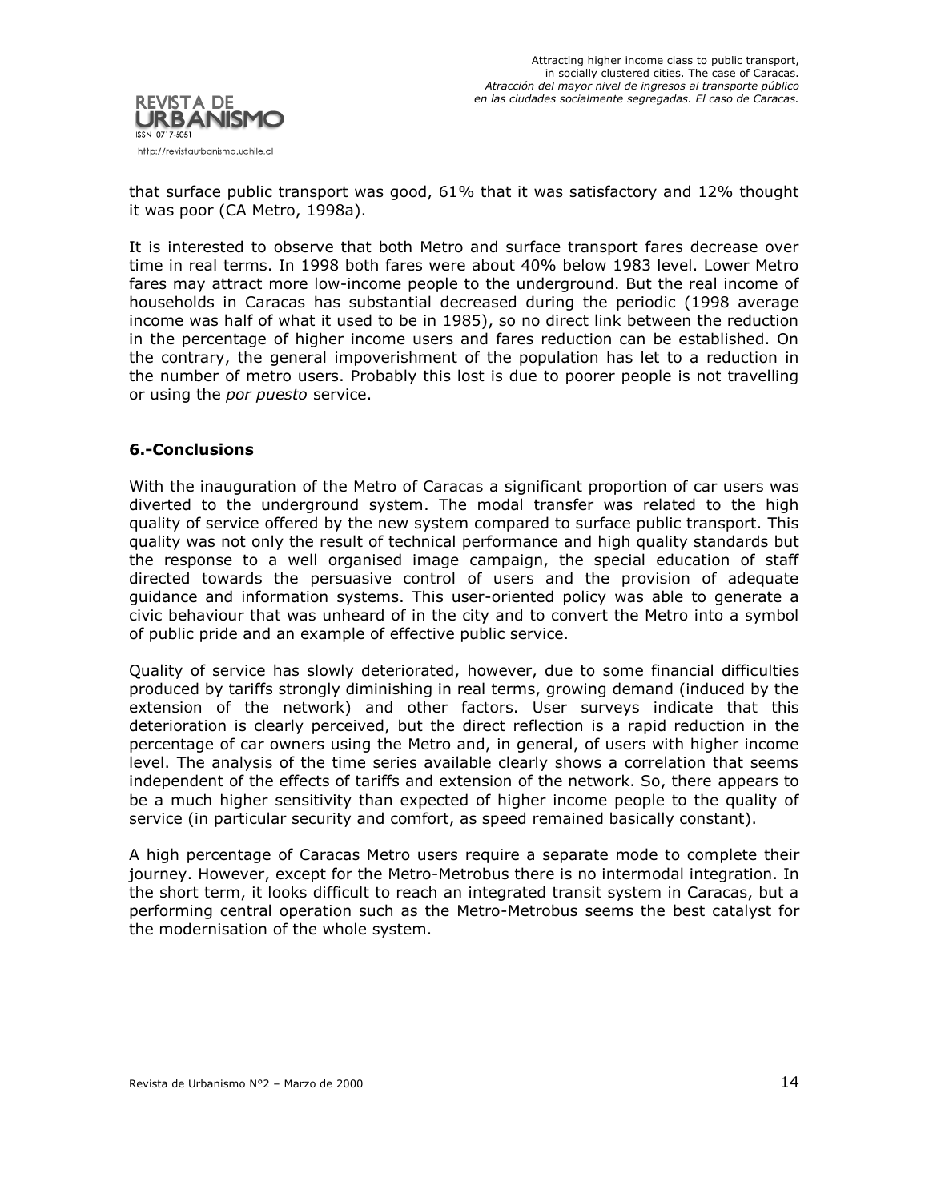that surface public transport was good, 61% that it was satisfactory and 12% thought it was poor (CA Metro, 1998a).

It is interested to observe that both Metro and surface transport fares decrease over time in real terms. In 1998 both fares were about 40% below 1983 level. Lower Metro fares may attract more low-income people to the underground. But the real income of households in Caracas has substantial decreased during the periodic (1998 average income was half of what it used to be in 1985), so no direct link between the reduction in the percentage of higher income users and fares reduction can be established. On the contrary, the general impoverishment of the population has let to a reduction in the number of metro users. Probably this lost is due to poorer people is not travelling or using the *por puesto* service.

## 6.-Conclusions

With the inauguration of the Metro of Caracas a significant proportion of car users was diverted to the underground system. The modal transfer was related to the high quality of service offered by the new system compared to surface public transport. This quality was not only the result of technical performance and high quality standards but the response to a well organised image campaign, the special education of staff directed towards the persuasive control of users and the provision of adequate guidance and information systems. This user-oriented policy was able to generate a civic behaviour that was unheard of in the city and to convert the Metro into a symbol of public pride and an example of effective public service.

Quality of service has slowly deteriorated, however, due to some financial difficulties produced by tariffs strongly diminishing in real terms, growing demand (induced by the extension of the network) and other factors. User surveys indicate that this deterioration is clearly perceived, but the direct reflection is a rapid reduction in the percentage of car owners using the Metro and, in general, of users with higher income level. The analysis of the time series available clearly shows a correlation that seems independent of the effects of tariffs and extension of the network. So, there appears to be a much higher sensitivity than expected of higher income people to the quality of service (in particular security and comfort, as speed remained basically constant).

A high percentage of Caracas Metro users require a separate mode to complete their journey. However, except for the Metro-Metrobus there is no intermodal integration. In the short term, it looks difficult to reach an integrated transit system in Caracas, but a performing central operation such as the Metro-Metrobus seems the best catalyst for the modernisation of the whole system.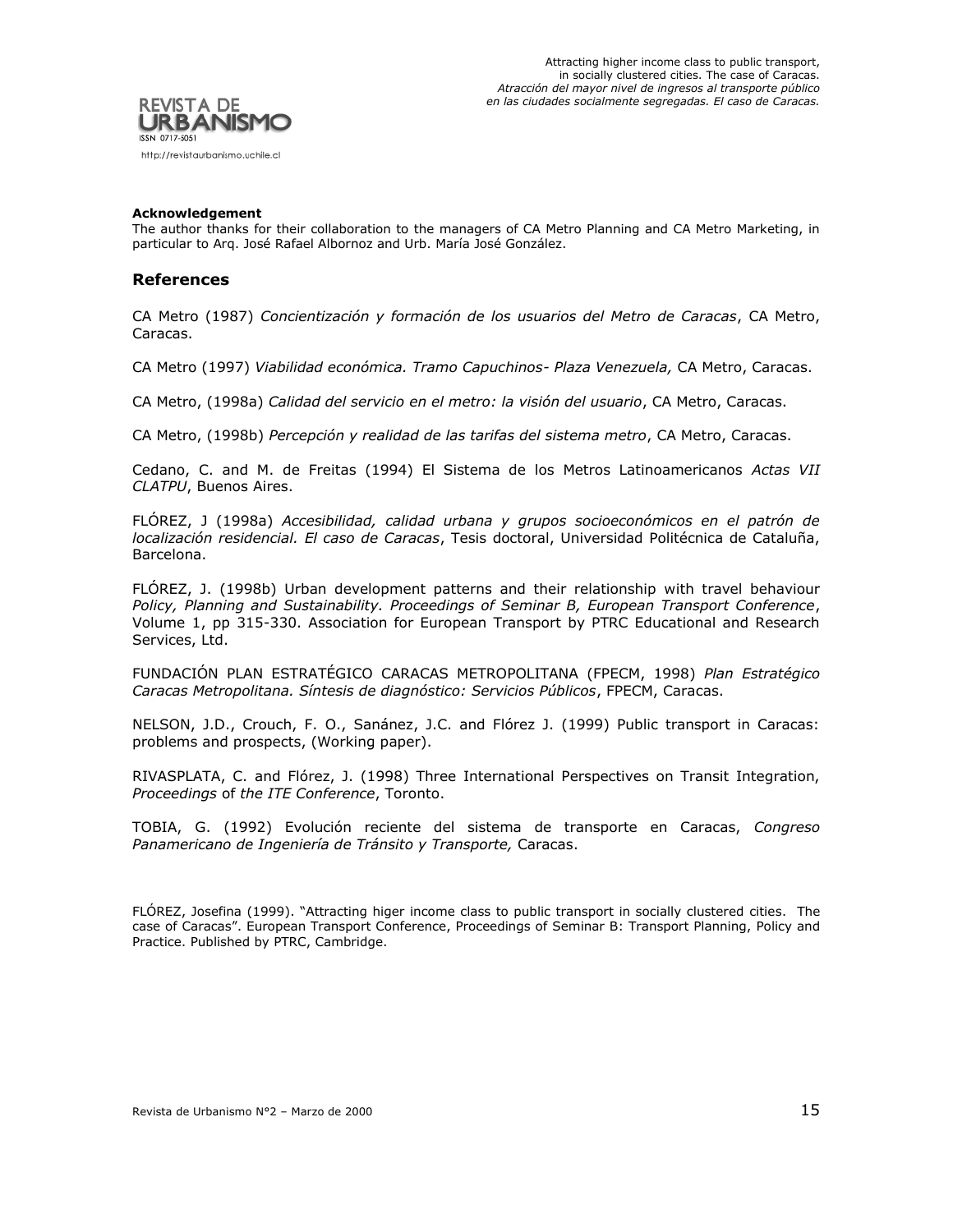**Acknowledgement**

The author thanks for their collaboration to the managers of CA Metro Planning and CA Metro Marketing, in particular to Arq. José Rafael Albornoz and Urb. María José González.

## References

CA Metro (1987) *Concientización y formación de los usuarios del Metro de Caracas*, CA Metro, Caracas.

CA Metro (1997) *Viabilidad económica. Tramo Capuchinos- Plaza Venezuela,* CA Metro, Caracas.

CA Metro, (1998a) *Calidad del servicio en el metro: la visión del usuario*, CA Metro, Caracas.

CA Metro, (1998b) *Percepción y realidad de las tarifas del sistema metro*, CA Metro, Caracas.

Cedano, C. and M. de Freitas (1994) El Sistema de los Metros Latinoamericanos *Actas VII CLATPU*, Buenos Aires.

FLÓREZ, J (1998a) *Accesibilidad, calidad urbana y grupos socioeconómicos en el patrón de localización residencial. El caso de Caracas*, Tesis doctoral, Universidad Politécnica de Cataluña, Barcelona.

FLÓREZ, J. (1998b) Urban development patterns and their relationship with travel behaviour *Policy, Planning and Sustainability. Proceedings of Seminar B, European Transport Conference*, Volume 1, pp 315-330. Association for European Transport by PTRC Educational and Research Services, Ltd.

FUNDACIÓN PLAN ESTRATÉGICO CARACAS METROPOLITANA (FPECM, 1998) *Plan Estratégico Caracas Metropolitana. Síntesis de diagnóstico: Servicios Públicos*, FPECM, Caracas.

NELSON, J.D., Crouch, F. O., Sanánez, J.C. and Flórez J. (1999) Public transport in Caracas: problems and prospects, (Working paper).

RIVASPLATA, C. and Flórez, J. (1998) Three International Perspectives on Transit Integration, *Proceedings* of *the ITE Conference*, Toronto.

TOBIA, G. (1992) Evolución reciente del sistema de transporte en Caracas, *Congreso Panamericano de Ingeniería de Tránsito y Transporte,* Caracas.

FLÓREZ, Josefina (1999). "Attracting higer income class to public transport in socially clustered cities. The case of Caracas". European Transport Conference, Proceedings of Seminar B: Transport Planning, Policy and Practice. Published by PTRC, Cambridge.